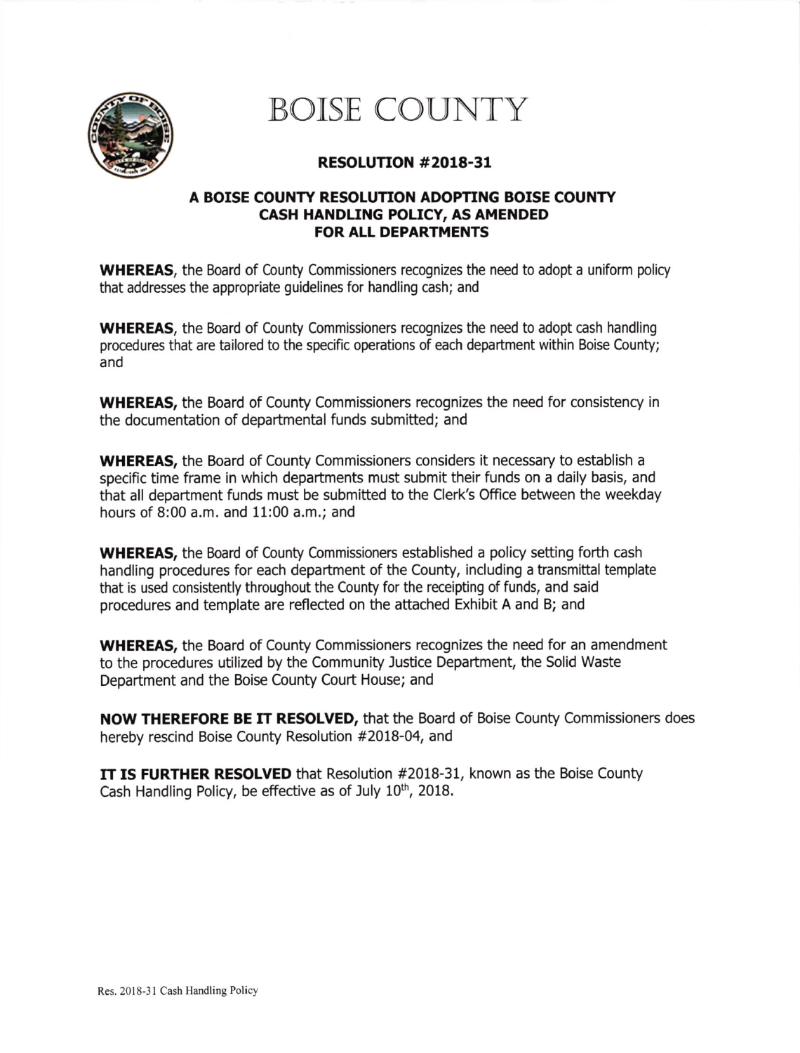# BOISE COUNTY

## RESOLUTION #2018-31

### A BOISE COUNTY RESOLUTION ADOPTING BOISE COUNTY CASH HANDLING POLICY, AS AMENDED FOR ALL DEPARTMENTS

**WHEREAS,** the Board of County Commissioners recognizes the need to adopt a uniform policy that addresses the appropriate guidelines for handling cash; and

**WHEREAS,** the Board of County Commissioners recognizes the need to adopt cash handling procedures that are tailored to the specific operations of each department within Boise County; and

**WHEREAS,** the Board of County Commissioners recognizes the need for consistency in the documentation of departmental funds submitted; and

**WHEREAS,** the Board of County Commissioners considers it necessary to establish a specific time frame in which departments must submit their funds on a daily basis, and that all department funds must be submitted to the Clerk's Office between the weekday hours of 8:00 a.m. and 11:00 a.m.; and

**WHEREAS,** the Board of County Commissioners established a policy setting forth cash handling procedures for each department of the County, including a transmittal template that is used consistently throughout the County for the receipting of funds, and said procedures and template are reflected on the attached Exhibit A and B; and

**WHEREAS,** the Board of County Commissioners recognizes the need for an amendment to the procedures utilized by the Community Justice Department, the Solid Waste Department and the Boise County Court House; and

**NOW THEREFORE BE IT RESOLVED,** that the Board of Boise County Commissioners does hereby rescind Boise County Resolution #2018-04, and

**IT IS FURTHER RESOLVED** that Resolution #2018-31, known as the Boise County Cash Handling Policy, be effective as of July 10th, 2018.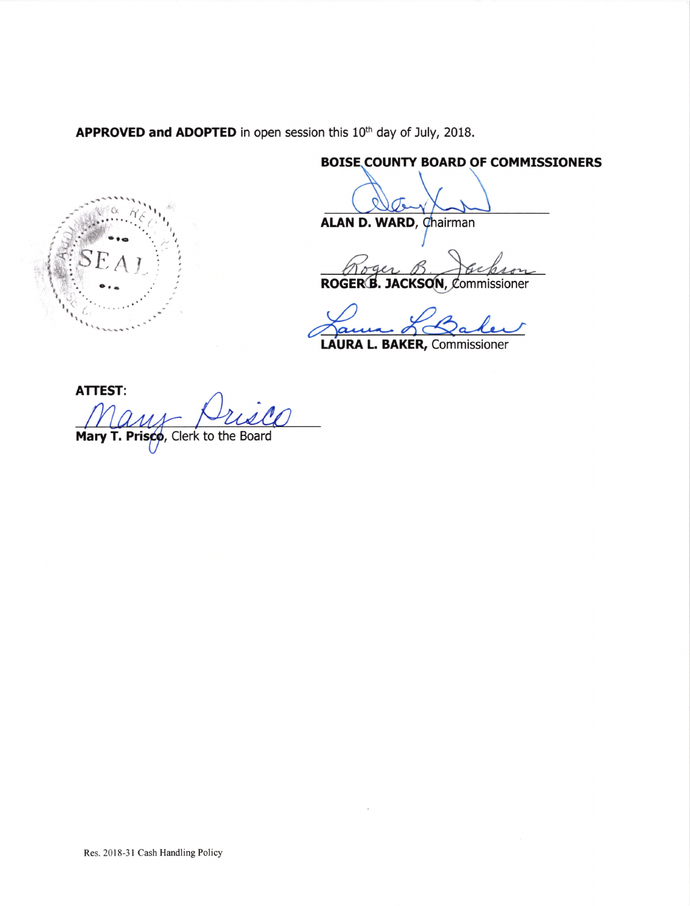**APPROVED and ADOPTED** in open session this 10th day of July, 2018.

**BOISE COUNTY BOARD OF COMMISSIONERS**

SEAL

**ALAN D. WARD**, Chairman

**ROGER B. JACKSON**, Commissioner

**LAURA L. BAKER,** Commissioner

**ATTEST**:

**Mary T. Prisco**, Clerk to the Board

Res. 2018-31 Cash Handling Policy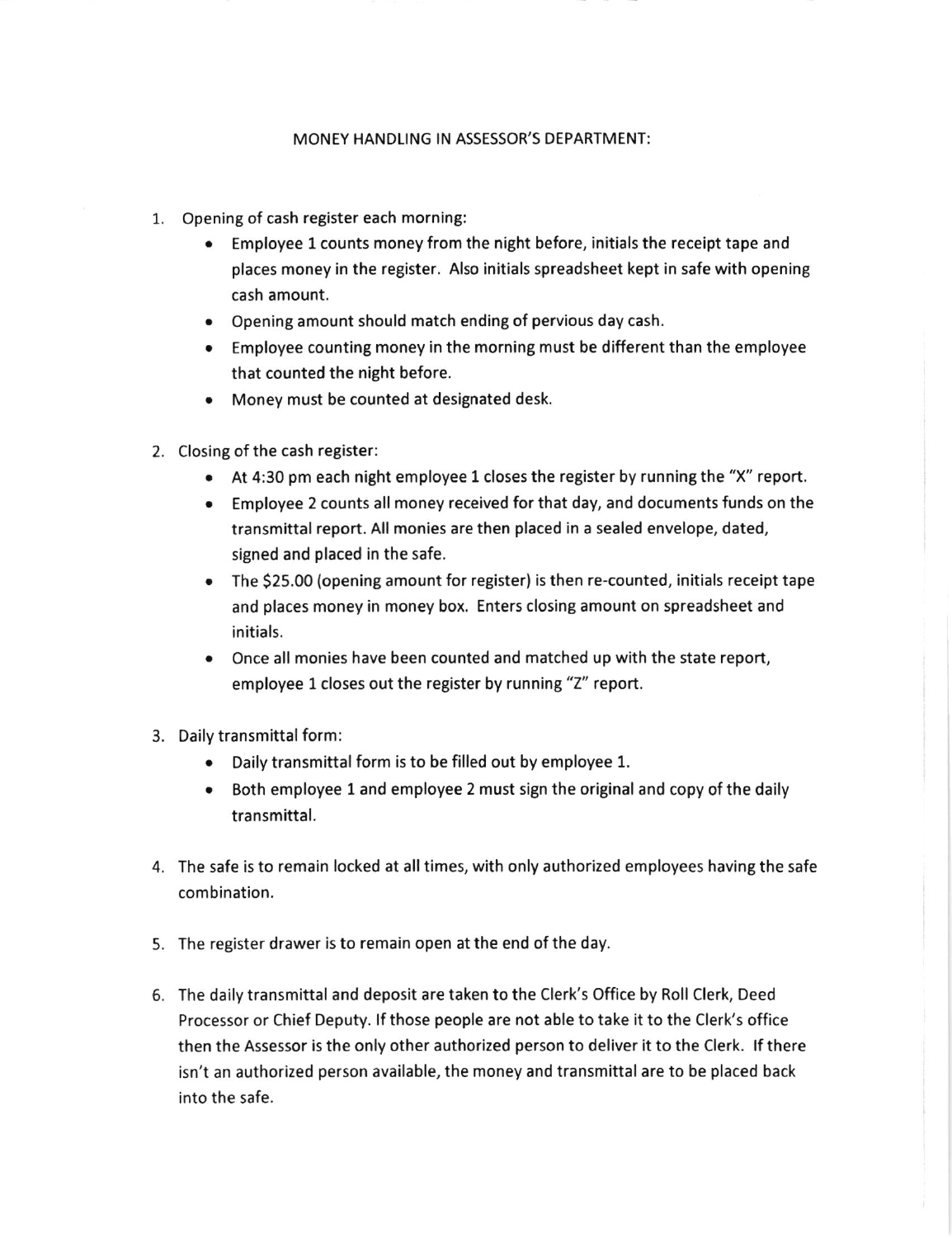MONEY HANDLING IN ASSESSOR'S DEPARTMENT:

1. Opening of cash register each morning:
   - Employee 1 counts money from the night before, initials the receipt tape and places money in the register. Also initials spreadsheet kept in safe with opening cash amount.
   - Opening amount should match ending of pervious day cash.
   - Employee counting money in the morning must be different than the employee that counted the night before.
   - Money must be counted at designated desk.

2. Closing of the cash register:
   - At 4:30 pm each night employee 1 closes the register by running the "X" report.
   - Employee 2 counts all money received for that day, and documents funds on the transmittal report. All monies are then placed in a sealed envelope, dated, signed and placed in the safe.
   - The $25.00 (opening amount for register) is then re-counted, initials receipt tape and places money in money box. Enters closing amount on spreadsheet and initials.
   - Once all monies have been counted and matched up with the state report, employee 1 closes out the register by running "Z" report.

3. Daily transmittal form:
   - Daily transmittal form is to be filled out by employee 1.
   - Both employee 1 and employee 2 must sign the original and copy of the daily transmittal.

4. The safe is to remain locked at all times, with only authorized employees having the safe combination.

5. The register drawer is to remain open at the end of the day.

6. The daily transmittal and deposit are taken to the Clerk's Office by Roll Clerk, Deed Processor or Chief Deputy. If those people are not able to take it to the Clerk's office then the Assessor is the only other authorized person to deliver it to the Clerk. If there isn't an authorized person available, the money and transmittal are to be placed back into the safe.